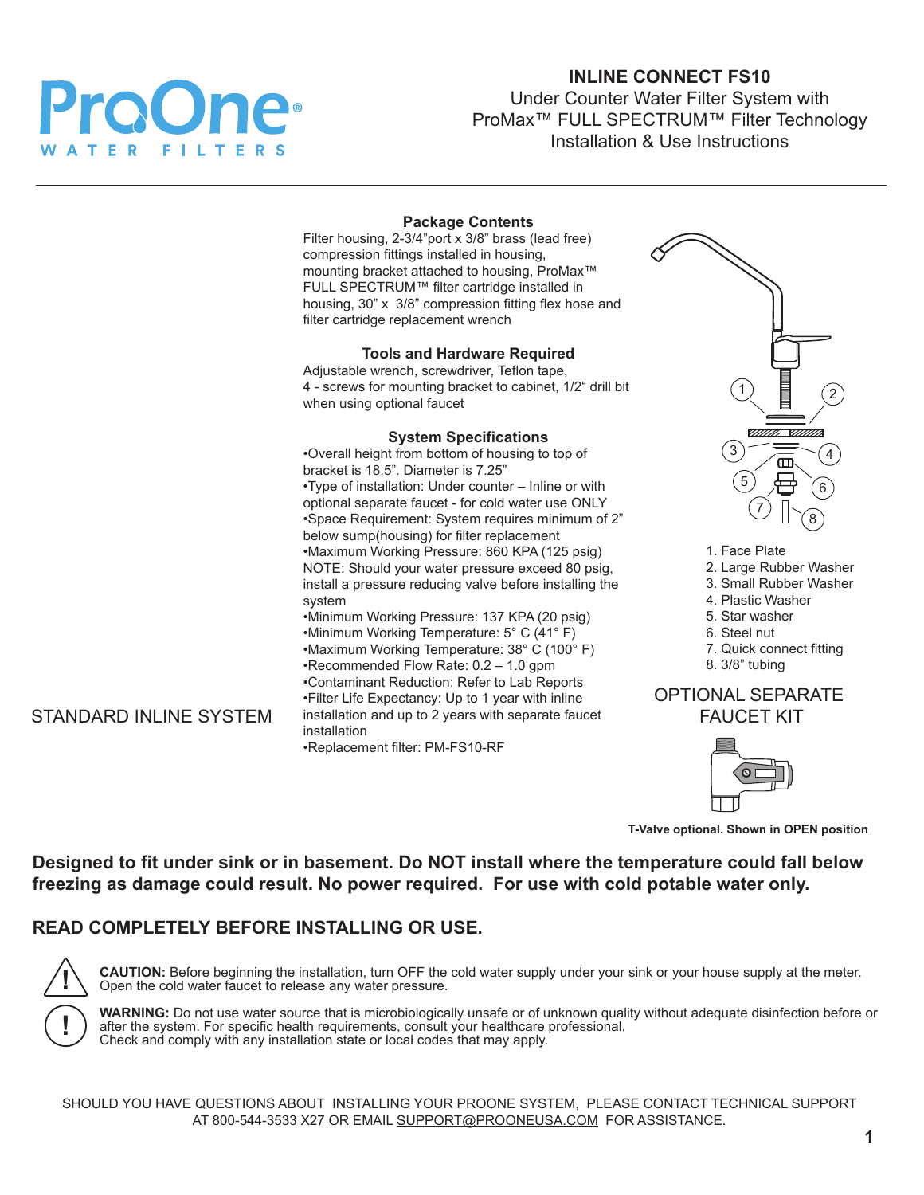# ProOne WATER FILTERS

## INLINE CONNECT FS10

Under Counter Water Filter System with ProMax™ FULL SPECTRUM™ Filter Technology Installation & Use Instructions

### Package Contents

Filter housing, 2-3/4"port x 3/8" brass (lead free) compression fittings installed in housing, mounting bracket attached to housing, ProMax™ FULL SPECTRUM™ filter cartridge installed in housing, 30" x 3/8" compression fitting flex hose and filter cartridge replacement wrench

### Tools and Hardware Required

Adjustable wrench, screwdriver, Teflon tape, 4 - screws for mounting bracket to cabinet, 1/2" drill bit when using optional faucet

### System Specifications

- Overall height from bottom of housing to top of bracket is 18.5". Diameter is 7.25"
- Type of installation: Under counter – Inline or with optional separate faucet - for cold water use ONLY
- Space Requirement: System requires minimum of 2" below sump(housing) for filter replacement
- Maximum Working Pressure: 860 KPA (125 psig) NOTE: Should your water pressure exceed 80 psig, install a pressure reducing valve before installing the system
- Minimum Working Pressure: 137 KPA (20 psig)
- Minimum Working Temperature: 5° C (41° F)
- Maximum Working Temperature: 38° C (100° F)
- Recommended Flow Rate: 0.2 – 1.0 gpm
- Contaminant Reduction: Refer to Lab Reports
- Filter Life Expectancy: Up to 1 year with inline installation and up to 2 years with separate faucet installation
- Replacement filter: PM-FS10-RF

STANDARD INLINE SYSTEM

1. Face Plate
2. Large Rubber Washer
3. Small Rubber Washer
4. Plastic Washer
5. Star washer
6. Steel nut
7. Quick connect fitting
8. 3/8" tubing

OPTIONAL SEPARATE FAUCET KIT

**T-Valve optional. Shown in OPEN position**

**Designed to fit under sink or in basement. Do NOT install where the temperature could fall below freezing as damage could result. No power required. For use with cold potable water only.**

## READ COMPLETELY BEFORE INSTALLING OR USE.

**CAUTION:** Before beginning the installation, turn OFF the cold water supply under your sink or your house supply at the meter. Open the cold water faucet to release any water pressure.

**WARNING:** Do not use water source that is microbiologically unsafe or of unknown quality without adequate disinfection before or after the system. For specific health requirements, consult your healthcare professional. Check and comply with any installation state or local codes that may apply.

SHOULD YOU HAVE QUESTIONS ABOUT INSTALLING YOUR PROONE SYSTEM, PLEASE CONTACT TECHNICAL SUPPORT AT 800-544-3533 X27 OR EMAIL SUPPORT@PROONEUSA.COM FOR ASSISTANCE.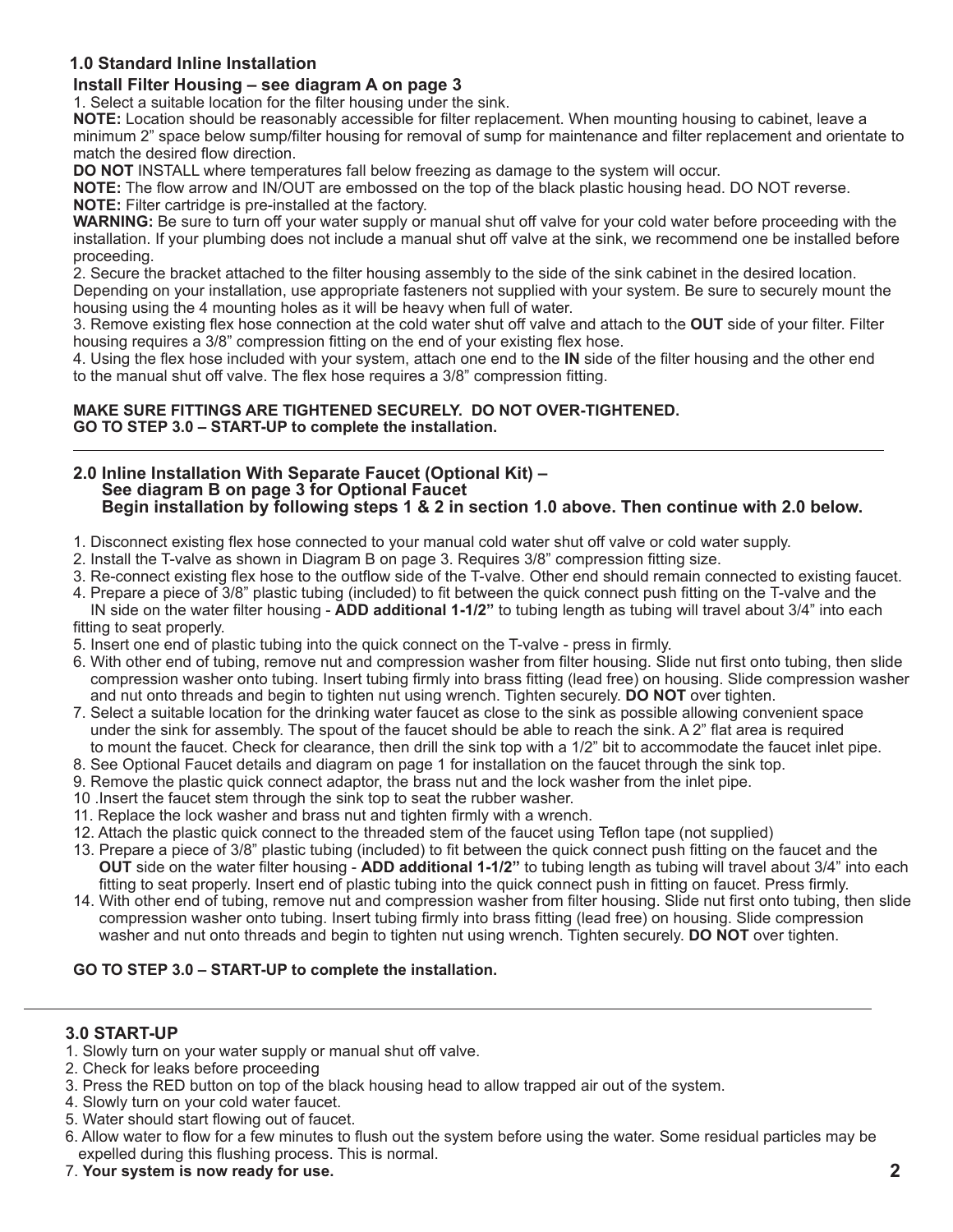## 1.0 Standard Inline Installation

### Install Filter Housing – see diagram A on page 3

1. Select a suitable location for the filter housing under the sink.

**NOTE:** Location should be reasonably accessible for filter replacement. When mounting housing to cabinet, leave a minimum 2" space below sump/filter housing for removal of sump for maintenance and filter replacement and orientate to match the desired flow direction.

**DO NOT** INSTALL where temperatures fall below freezing as damage to the system will occur.

**NOTE:** The flow arrow and IN/OUT are embossed on the top of the black plastic housing head. DO NOT reverse.

**NOTE:** Filter cartridge is pre-installed at the factory.

**WARNING:** Be sure to turn off your water supply or manual shut off valve for your cold water before proceeding with the installation. If your plumbing does not include a manual shut off valve at the sink, we recommend one be installed before proceeding.

2. Secure the bracket attached to the filter housing assembly to the side of the sink cabinet in the desired location. Depending on your installation, use appropriate fasteners not supplied with your system. Be sure to securely mount the housing using the 4 mounting holes as it will be heavy when full of water.
3. Remove existing flex hose connection at the cold water shut off valve and attach to the **OUT** side of your filter. Filter housing requires a 3/8" compression fitting on the end of your existing flex hose.
4. Using the flex hose included with your system, attach one end to the **IN** side of the filter housing and the other end to the manual shut off valve. The flex hose requires a 3/8" compression fitting.

**MAKE SURE FITTINGS ARE TIGHTENED SECURELY. DO NOT OVER-TIGHTENED.**
**GO TO STEP 3.0 – START-UP to complete the installation.**

---

## 2.0 Inline Installation With Separate Faucet (Optional Kit) – See diagram B on page 3 for Optional Faucet

**Begin installation by following steps 1 & 2 in section 1.0 above. Then continue with 2.0 below.**

1. Disconnect existing flex hose connected to your manual cold water shut off valve or cold water supply.
2. Install the T-valve as shown in Diagram B on page 3. Requires 3/8" compression fitting size.
3. Re-connect existing flex hose to the outflow side of the T-valve. Other end should remain connected to existing faucet.
4. Prepare a piece of 3/8" plastic tubing (included) to fit between the quick connect push fitting on the T-valve and the IN side on the water filter housing - **ADD additional 1-1/2"** to tubing length as tubing will travel about 3/4" into each fitting to seat properly.
5. Insert one end of plastic tubing into the quick connect on the T-valve - press in firmly.
6. With other end of tubing, remove nut and compression washer from filter housing. Slide nut first onto tubing, then slide compression washer onto tubing. Insert tubing firmly into brass fitting (lead free) on housing. Slide compression washer and nut onto threads and begin to tighten nut using wrench. Tighten securely. **DO NOT** over tighten.
7. Select a suitable location for the drinking water faucet as close to the sink as possible allowing convenient space under the sink for assembly. The spout of the faucet should be able to reach the sink. A 2" flat area is required to mount the faucet. Check for clearance, then drill the sink top with a 1/2" bit to accommodate the faucet inlet pipe.
8. See Optional Faucet details and diagram on page 1 for installation on the faucet through the sink top.
9. Remove the plastic quick connect adaptor, the brass nut and the lock washer from the inlet pipe.
10. Insert the faucet stem through the sink top to seat the rubber washer.
11. Replace the lock washer and brass nut and tighten firmly with a wrench.
12. Attach the plastic quick connect to the threaded stem of the faucet using Teflon tape (not supplied)
13. Prepare a piece of 3/8" plastic tubing (included) to fit between the quick connect push fitting on the faucet and the **OUT** side on the water filter housing - **ADD additional 1-1/2"** to tubing length as tubing will travel about 3/4" into each fitting to seat properly. Insert end of plastic tubing into the quick connect push in fitting on faucet. Press firmly.
14. With other end of tubing, remove nut and compression washer from filter housing. Slide nut first onto tubing, then slide compression washer onto tubing. Insert tubing firmly into brass fitting (lead free) on housing. Slide compression washer and nut onto threads and begin to tighten nut using wrench. Tighten securely. **DO NOT** over tighten.

**GO TO STEP 3.0 – START-UP to complete the installation.**

---

## 3.0 START-UP

1. Slowly turn on your water supply or manual shut off valve.
2. Check for leaks before proceeding
3. Press the RED button on top of the black housing head to allow trapped air out of the system.
4. Slowly turn on your cold water faucet.
5. Water should start flowing out of faucet.
6. Allow water to flow for a few minutes to flush out the system before using the water. Some residual particles may be expelled during this flushing process. This is normal.
7. **Your system is now ready for use.**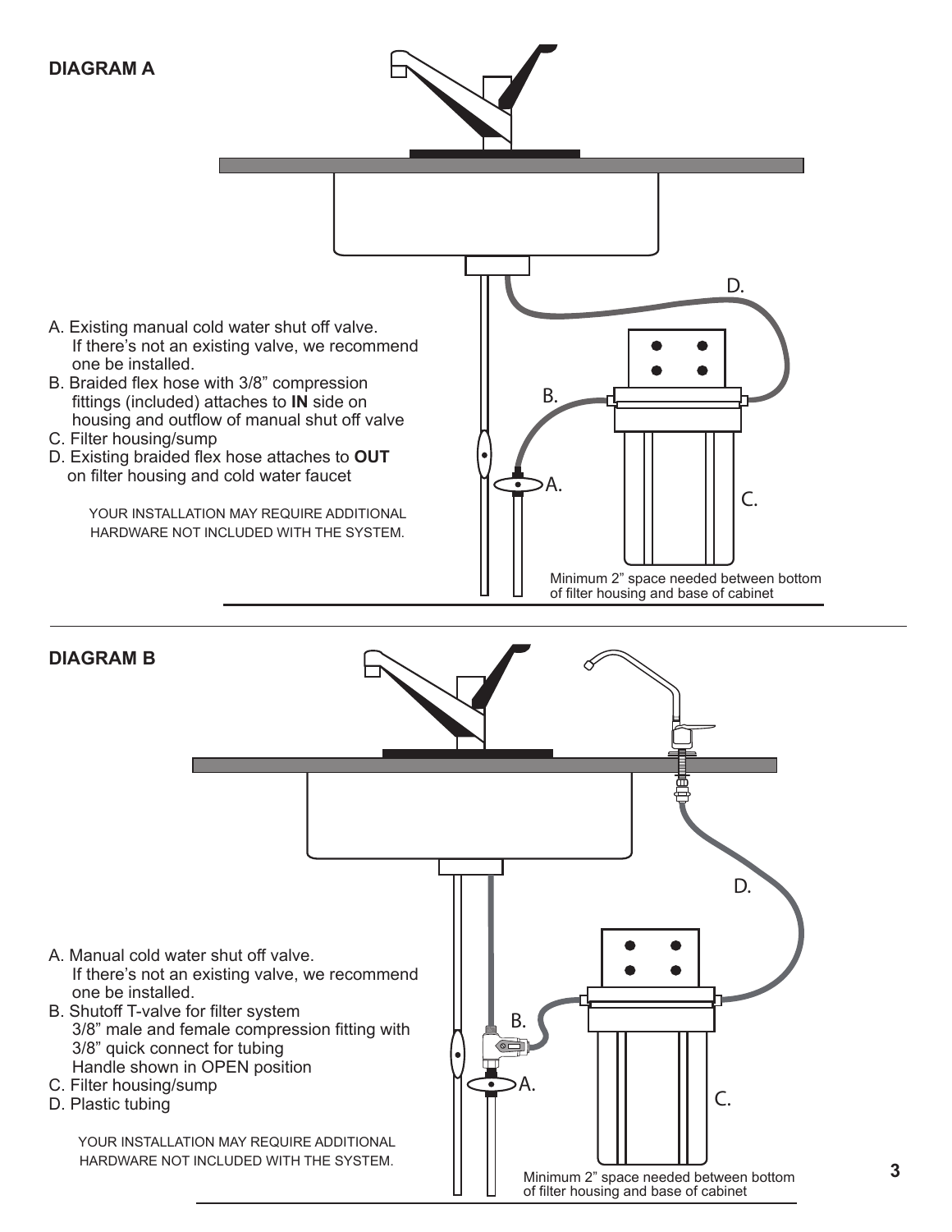## DIAGRAM A

A. Existing manual cold water shut off valve. If there's not an existing valve, we recommend one be installed.
B. Braided flex hose with 3/8" compression fittings (included) attaches to **IN** side on housing and outflow of manual shut off valve
C. Filter housing/sump
D. Existing braided flex hose attaches to **OUT** on filter housing and cold water faucet

YOUR INSTALLATION MAY REQUIRE ADDITIONAL HARDWARE NOT INCLUDED WITH THE SYSTEM.

D.

B.

A.

C.

Minimum 2" space needed between bottom of filter housing and base of cabinet

## DIAGRAM B

A. Manual cold water shut off valve. If there's not an existing valve, we recommend one be installed.
B. Shutoff T-valve for filter system 3/8" male and female compression fitting with 3/8" quick connect for tubing Handle shown in OPEN position
C. Filter housing/sump
D. Plastic tubing

YOUR INSTALLATION MAY REQUIRE ADDITIONAL HARDWARE NOT INCLUDED WITH THE SYSTEM.

D.

B.

A.

C.

Minimum 2" space needed between bottom of filter housing and base of cabinet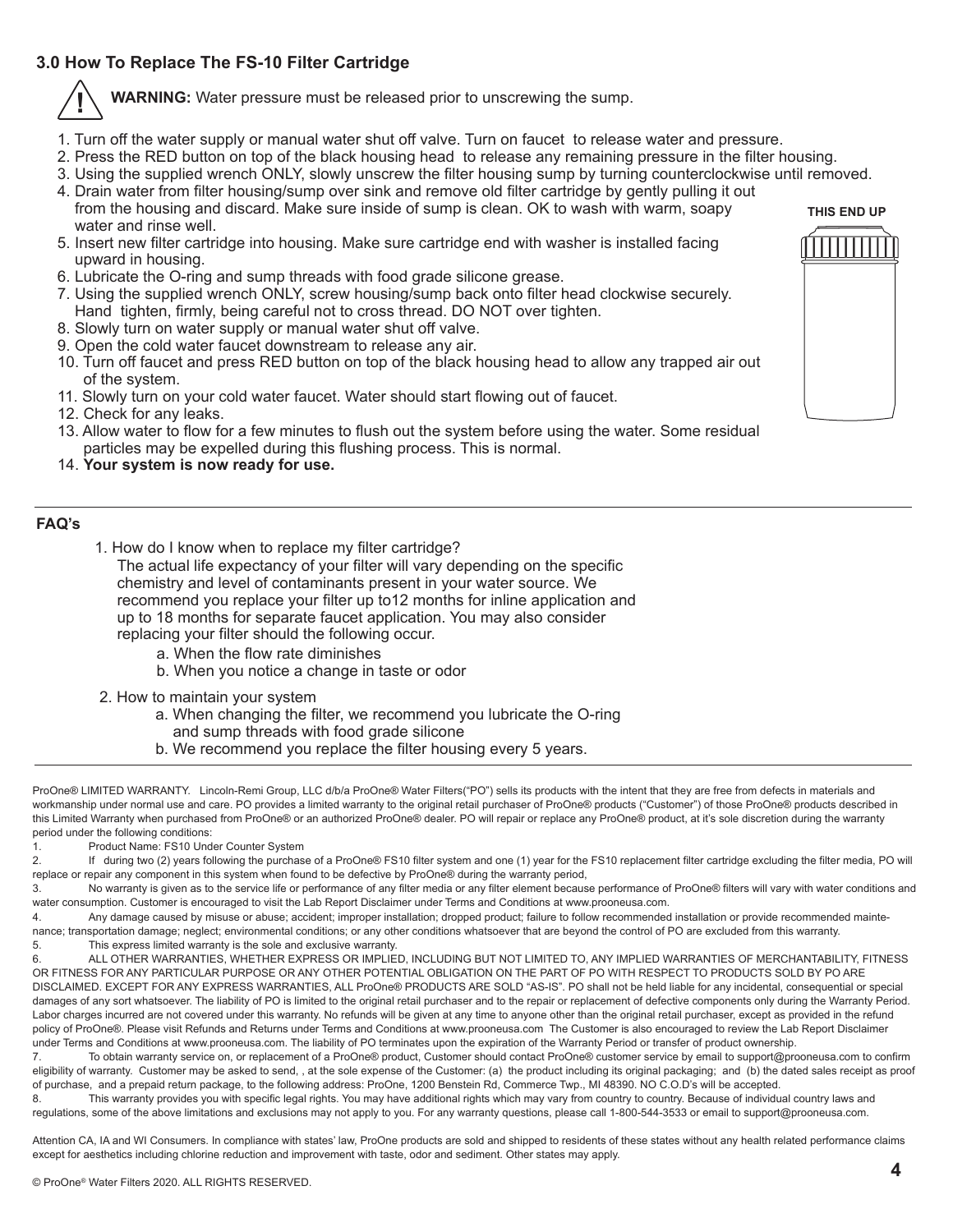## 3.0 How To Replace The FS-10 Filter Cartridge

**WARNING:** Water pressure must be released prior to unscrewing the sump.

1. Turn off the water supply or manual water shut off valve. Turn on faucet to release water and pressure.
2. Press the RED button on top of the black housing head to release any remaining pressure in the filter housing.
3. Using the supplied wrench ONLY, slowly unscrew the filter housing sump by turning counterclockwise until removed.
4. Drain water from filter housing/sump over sink and remove old filter cartridge by gently pulling it out from the housing and discard. Make sure inside of sump is clean. OK to wash with warm, soapy water and rinse well.
5. Insert new filter cartridge into housing. Make sure cartridge end with washer is installed facing upward in housing.
6. Lubricate the O-ring and sump threads with food grade silicone grease.
7. Using the supplied wrench ONLY, screw housing/sump back onto filter head clockwise securely. Hand tighten, firmly, being careful not to cross thread. DO NOT over tighten.
8. Slowly turn on water supply or manual water shut off valve.
9. Open the cold water faucet downstream to release any air.
10. Turn off faucet and press RED button on top of the black housing head to allow any trapped air out of the system.
11. Slowly turn on your cold water faucet. Water should start flowing out of faucet.
12. Check for any leaks.
13. Allow water to flow for a few minutes to flush out the system before using the water. Some residual particles may be expelled during this flushing process. This is normal.
14. **Your system is now ready for use.**

THIS END UP

---

## FAQ's

1. How do I know when to replace my filter cartridge?
   The actual life expectancy of your filter will vary depending on the specific chemistry and level of contaminants present in your water source. We recommend you replace your filter up to12 months for inline application and up to 18 months for separate faucet application. You may also consider replacing your filter should the following occur.
   a. When the flow rate diminishes
   b. When you notice a change in taste or odor

2. How to maintain your system
   a. When changing the filter, we recommend you lubricate the O-ring and sump threads with food grade silicone
   b. We recommend you replace the filter housing every 5 years.

---

ProOne® LIMITED WARRANTY. Lincoln-Remi Group, LLC d/b/a ProOne® Water Filters("PO") sells its products with the intent that they are free from defects in materials and workmanship under normal use and care. PO provides a limited warranty to the original retail purchaser of ProOne® products ("Customer") of those ProOne® products described in this Limited Warranty when purchased from ProOne® or an authorized ProOne® dealer. PO will repair or replace any ProOne® product, at it's sole discretion during the warranty period under the following conditions:

1. Product Name: FS10 Under Counter System
2. If during two (2) years following the purchase of a ProOne® FS10 filter system and one (1) year for the FS10 replacement filter cartridge excluding the filter media, PO will replace or repair any component in this system when found to be defective by ProOne® during the warranty period,
3. No warranty is given as to the service life or performance of any filter media or any filter element because performance of ProOne® filters will vary with water conditions and water consumption. Customer is encouraged to visit the Lab Report Disclaimer under Terms and Conditions at www.prooneusa.com.
4. Any damage caused by misuse or abuse; accident; improper installation; dropped product; failure to follow recommended installation or provide recommended maintenance; transportation damage; neglect; environmental conditions; or any other conditions whatsoever that are beyond the control of PO are excluded from this warranty.
5. This express limited warranty is the sole and exclusive warranty.
6. ALL OTHER WARRANTIES, WHETHER EXPRESS OR IMPLIED, INCLUDING BUT NOT LIMITED TO, ANY IMPLIED WARRANTIES OF MERCHANTABILITY, FITNESS OR FITNESS FOR ANY PARTICULAR PURPOSE OR ANY OTHER POTENTIAL OBLIGATION ON THE PART OF PO WITH RESPECT TO PRODUCTS SOLD BY PO ARE DISCLAIMED. EXCEPT FOR ANY EXPRESS WARRANTIES, ALL ProOne® PRODUCTS ARE SOLD "AS-IS". PO shall not be held liable for any incidental, consequential or special damages of any sort whatsoever. The liability of PO is limited to the original retail purchaser and to the repair or replacement of defective components only during the Warranty Period. Labor charges incurred are not covered under this warranty. No refunds will be given at any time to anyone other than the original retail purchaser, except as provided in the refund policy of ProOne®. Please visit Refunds and Returns under Terms and Conditions at www.prooneusa.com The Customer is also encouraged to review the Lab Report Disclaimer under Terms and Conditions at www.prooneusa.com. The liability of PO terminates upon the expiration of the Warranty Period or transfer of product ownership.
7. To obtain warranty service on, or replacement of a ProOne® product, Customer should contact ProOne® customer service by email to support@prooneusa.com to confirm eligibility of warranty. Customer may be asked to send, , at the sole expense of the Customer: (a) the product including its original packaging; and (b) the dated sales receipt as proof of purchase, and a prepaid return package, to the following address: ProOne, 1200 Benstein Rd, Commerce Twp., MI 48390. NO C.O.D's will be accepted.
8. This warranty provides you with specific legal rights. You may have additional rights which may vary from country to country. Because of individual country laws and regulations, some of the above limitations and exclusions may not apply to you. For any warranty questions, please call 1-800-544-3533 or email to support@prooneusa.com.

Attention CA, IA and WI Consumers. In compliance with states' law, ProOne products are sold and shipped to residents of these states without any health related performance claims except for aesthetics including chlorine reduction and improvement with taste, odor and sediment. Other states may apply.

© ProOne® Water Filters 2020. ALL RIGHTS RESERVED.